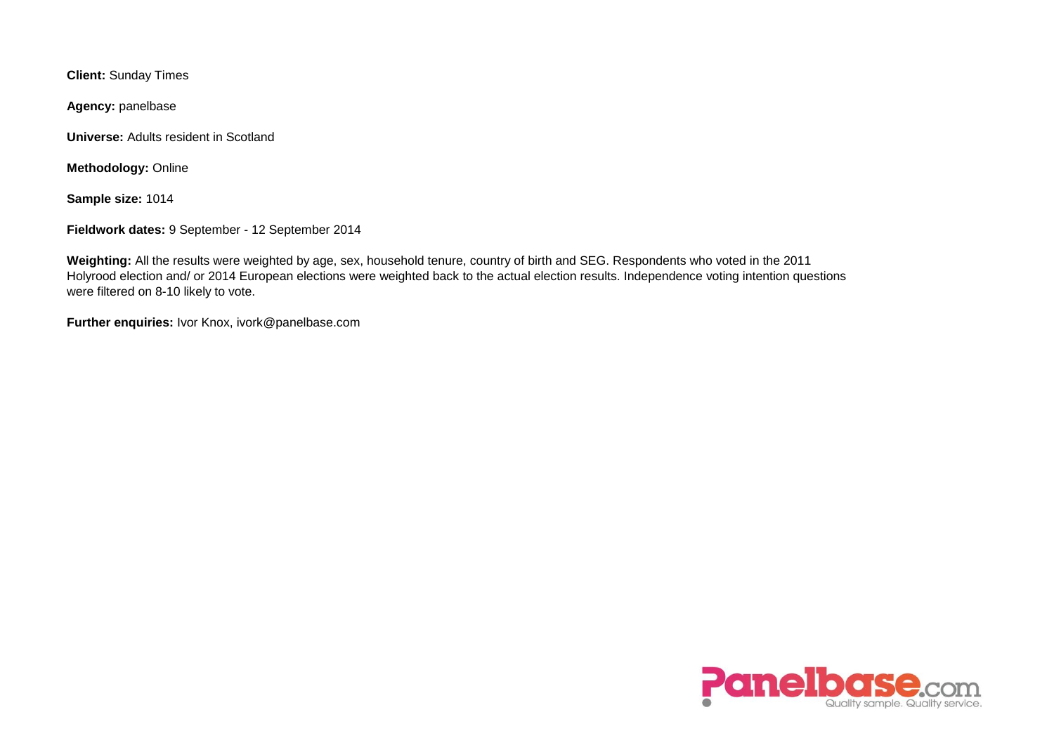**Client:** Sunday Times

**Agency:** panelbase

**Universe:** Adults resident in Scotland

**Methodology:** Online

**Sample size:** 1014

**Fieldwork dates:** 9 September - 12 September 2014

**Weighting:** All the results were weighted by age, sex, household tenure, country of birth and SEG. Respondents who voted in the 2011 Holyrood election and/ or 2014 European elections were weighted back to the actual election results. Independence voting intention questions were filtered on 8-10 likely to vote.

**Further enquiries:** Ivor Knox, ivork@panelbase.com

Panelbase.com
Quality sample. Quality service.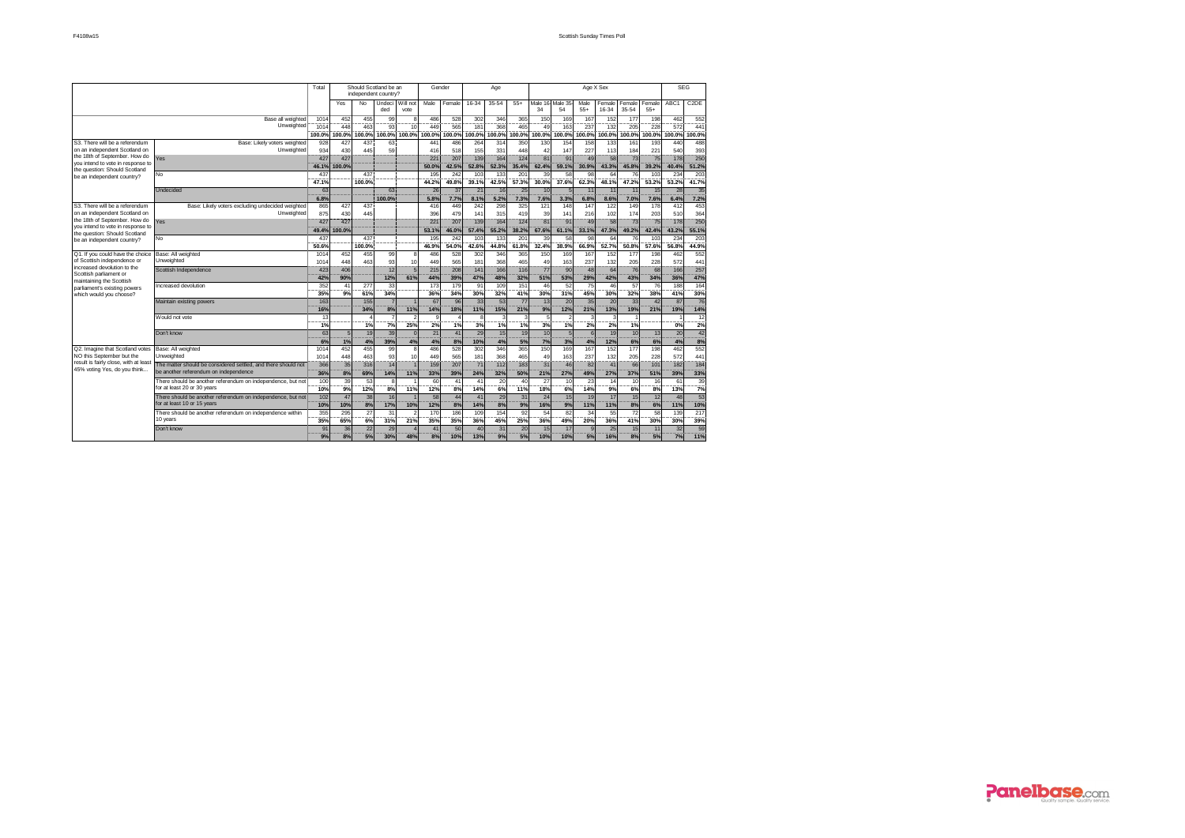| | | Total | Should Scotland be an independent country? | | | | Gender | | Age | | | Age X Sex | | | | | | SEG | |
|---|---|---|---|---|---|---|---|---|---|---|---|---|---|---|---|---|---|---|---|
| | | | Yes | No | Undecided | Will not vote | Male | Female | 16-34 | 35-54 | 55+ | Male 16-34 | Male 35-54 | Male 55+ | Female 16-34 | Female 35-54 | Female 55+ | ABC1 | C2DE |
| | Base all weighted | 1014 | 452 | 455 | 99 | 8 | 486 | 528 | 302 | 346 | 365 | 150 | 169 | 167 | 152 | 177 | 198 | 462 | 552 |
| | Unweighted | 1014 | 448 | 463 | 93 | 10 | 449 | 565 | 181 | 368 | 465 | 49 | 163 | 237 | 132 | 205 | 228 | 572 | 441 |
| | | 100.0% | 100.0% | 100.0% | 100.0% | 100.0% | 100.0% | 100.0% | 100.0% | 100.0% | 100.0% | 100.0% | 100.0% | 100.0% | 100.0% | 100.0% | 100.0% | 100.0% | 100.0% |
| S3. There will be a referendum on an independent Scotland on the 18th of September. How do you intend to vote in response to the question: Should Scotland be an independent country? | Base: Likely voters weighted | 928 | 427 | 437 | 63 | | 441 | 486 | 264 | 314 | 350 | 130 | 154 | 158 | 133 | 161 | 193 | 440 | 488 |
| | Unweighted | 934 | 430 | 445 | 59 | | 416 | 518 | 155 | 331 | 448 | 42 | 147 | 227 | 113 | 184 | 221 | 540 | 393 |
| | Yes | 427 | 427 | | | | 221 | 207 | 139 | 164 | 124 | 81 | 91 | 49 | 58 | 73 | 75 | 178 | 250 |
| | | 46.1% | 100.0% | | | | 50.0% | 42.5% | 52.8% | 52.3% | 35.4% | 62.4% | 59.1% | 30.9% | 43.3% | 45.8% | 39.2% | 40.4% | 51.2% |
| | No | 437 | | 437 | | | 195 | 242 | 103 | 133 | 201 | 39 | 58 | 98 | 64 | 76 | 103 | 234 | 203 |
| | | 47.1% | | 100.0% | | | 44.2% | 49.8% | 39.1% | 42.5% | 57.3% | 30.0% | 37.6% | 62.3% | 48.1% | 47.2% | 53.2% | 53.2% | 41.7% |
| | Undecided | 63 | | | 63 | | 26 | 37 | 21 | 16 | 25 | 10 | 5 | 11 | 11 | 11 | 15 | 28 | 35 |
| | | 6.8% | | | 100.0% | | 5.8% | 7.7% | 8.1% | 5.2% | 7.3% | 7.6% | 3.3% | 6.8% | 8.6% | 7.0% | 7.6% | 6.4% | 7.2% |
| S3. There will be a referendum on an independent Scotland on the 18th of September. How do you intend to vote in response to the question: Should Scotland be an independent country? | Base: Likely voters excluding undecided weighted | 865 | 427 | 437 | | | 416 | 449 | 242 | 298 | 325 | 121 | 148 | 147 | 122 | 149 | 178 | 412 | 453 |
| | Unweighted | 875 | 430 | 445 | | | 396 | 479 | 141 | 315 | 419 | 39 | 141 | 216 | 102 | 174 | 203 | 510 | 364 |
| | Yes | 427 | 427 | | | | 221 | 207 | 139 | 164 | 124 | 81 | 91 | 49 | 58 | 73 | 75 | 178 | 250 |
| | | 49.4% | 100.0% | | | | 53.1% | 46.0% | 57.4% | 55.2% | 38.2% | 67.6% | 61.1% | 33.1% | 47.3% | 49.2% | 42.4% | 43.2% | 55.1% |
| | No | 437 | | 437 | | | 195 | 242 | 103 | 133 | 201 | 39 | 58 | 98 | 64 | 76 | 103 | 234 | 203 |
| | | 50.6% | | 100.0% | | | 46.9% | 54.0% | 42.6% | 44.8% | 61.8% | 32.4% | 38.9% | 66.9% | 52.7% | 50.8% | 57.6% | 56.8% | 44.9% |
| Q1. If you could have the choice of Scottish independence or increased devolution to the Scottish parliament or maintaining the Scottish parliament's existing powers which would you choose? | Base: All weighted | 1014 | 452 | 455 | 99 | 8 | 486 | 528 | 302 | 346 | 365 | 150 | 169 | 167 | 152 | 177 | 198 | 462 | 552 |
| | Unweighted | 1014 | 448 | 463 | 93 | 10 | 449 | 565 | 181 | 368 | 465 | 49 | 163 | 237 | 132 | 205 | 228 | 572 | 441 |
| | Scottish Independence | 423 | 406 | | 12 | 5 | 215 | 208 | 141 | 166 | 116 | 77 | 90 | 48 | 64 | 76 | 68 | 166 | 257 |
| | | 42% | 90% | | 12% | 61% | 44% | 39% | 47% | 48% | 32% | 51% | 53% | 29% | 42% | 43% | 34% | 36% | 47% |
| | Increased devolution | 352 | 41 | 277 | 33 | | 173 | 179 | 91 | 109 | 151 | 46 | 52 | 75 | 46 | 57 | 76 | 188 | 164 |
| | | 35% | 9% | 61% | 34% | | 36% | 34% | 30% | 32% | 41% | 30% | 31% | 45% | 30% | 32% | 38% | 41% | 30% |
| | Maintain existing powers | 163 | | 155 | 7 | 1 | 67 | 96 | 33 | 53 | 77 | 13 | 20 | 35 | 20 | 33 | 42 | 87 | 76 |
| | | 16% | | 34% | 8% | 11% | 14% | 18% | 11% | 15% | 21% | 9% | 12% | 21% | 13% | 19% | 21% | 19% | 14% |
| | Would not vote | 13 | | 4 | 7 | 2 | 9 | 4 | 8 | 3 | 3 | 5 | 2 | 3 | 3 | 1 | | 1 | 12 |
| | | 1% | | 1% | 7% | 25% | 2% | 1% | 3% | 1% | 1% | 3% | 1% | 2% | 2% | 1% | | 0% | 2% |
| | Don't know | 63 | 5 | 19 | 39 | 0 | 21 | 41 | 29 | 15 | 19 | 10 | 5 | 6 | 19 | 10 | 13 | 20 | 42 |
| | | 6% | 1% | 4% | 39% | 4% | 4% | 8% | 10% | 4% | 5% | 7% | 3% | 4% | 12% | 6% | 6% | 4% | 8% |
| Q2. Imagine that Scotland votes NO this September but the result is fairly close, with at least 45% voting Yes, do you think... | Base: All weighted | 1014 | 452 | 455 | 99 | 8 | 486 | 528 | 302 | 346 | 365 | 150 | 169 | 167 | 152 | 177 | 198 | 462 | 552 |
| | Unweighted | 1014 | 448 | 463 | 93 | 10 | 449 | 565 | 181 | 368 | 465 | 49 | 163 | 237 | 132 | 205 | 228 | 572 | 441 |
| | The matter should be considered settled, and there should not be another referendum on independence | 366 | 35 | 316 | 14 | 1 | 159 | 207 | 71 | 112 | 183 | 31 | 46 | 82 | 41 | 66 | 101 | 182 | 184 |
| | | 36% | 8% | 69% | 14% | 11% | 33% | 39% | 24% | 32% | 50% | 21% | 27% | 49% | 27% | 37% | 51% | 39% | 33% |
| | There should be another referendum on independence, but not for at least 20 or 30 years | 100 | 39 | 53 | 8 | 1 | 60 | 41 | 41 | 20 | 40 | 27 | 10 | 23 | 14 | 10 | 16 | 61 | 39 |
| | | 10% | 9% | 12% | 8% | 11% | 12% | 8% | 14% | 6% | 11% | 18% | 6% | 14% | 9% | 6% | 8% | 13% | 7% |
| | There should be another referendum on independence, but not for at least 10 or 15 years | 102 | 47 | 38 | 16 | 1 | 58 | 44 | 41 | 29 | 31 | 24 | 15 | 19 | 17 | 15 | 12 | 48 | 53 |
| | | 10% | 10% | 8% | 17% | 10% | 12% | 8% | 14% | 8% | 9% | 16% | 9% | 11% | 11% | 8% | 6% | 11% | 10% |
| | There should be another referendum on independence within 10 years | 355 | 295 | 27 | 31 | 2 | 170 | 186 | 109 | 154 | 92 | 54 | 82 | 34 | 55 | 72 | 58 | 139 | 217 |
| | | 35% | 65% | 6% | 31% | 21% | 35% | 35% | 36% | 45% | 25% | 36% | 49% | 20% | 36% | 41% | 30% | 30% | 39% |
| | Don't know | 91 | 36 | 22 | 29 | 4 | 41 | 50 | 40 | 31 | 20 | 15 | 17 | 9 | 25 | 15 | 11 | 32 | 59 |
| | | 9% | 8% | 5% | 30% | 48% | 8% | 10% | 13% | 9% | 5% | 10% | 10% | 5% | 16% | 8% | 5% | 7% | 11% |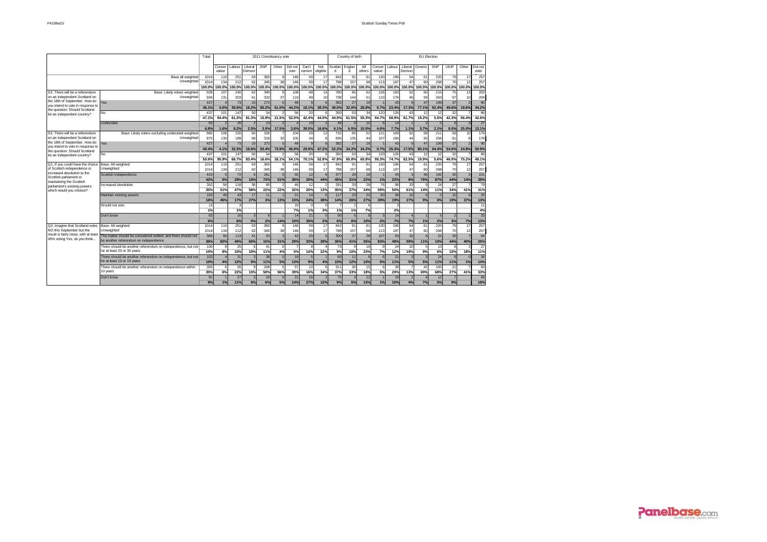| | | Total | 2011 Constituency vote | | | | | | | | Country of birth | | | EU Election | | | | | | | |
|---|---|---|---|---|---|---|---|---|---|---|---|---|---|---|---|---|---|---|---|---|---|
| | | | Conservative | Labour | Liberal Democr | SNP | Other | Did not vote | Can't remem | Not eligible | Scotland | England | All others | Conservative | Labour | Liberal Democr | Greens | SNP | UKIP | Other | Did not vote/ |
| | Base all weighted | 1014 | 110 | 251 | 63 | 360 | 9 | 146 | 59 | 17 | 842 | 91 | 81 | 130 | 196 | 54 | 61 | 220 | 79 | 17 | 257 |
| | Unweighted | 1014 | 134 | 212 | 62 | 345 | 38 | 146 | 59 | 17 | 788 | 157 | 68 | 113 | 187 | 47 | 60 | 268 | 70 | 12 | 257 |
| | | 100.0% | 100.0% | 100.0% | 100.0% | 100.0% | 100.0% | 100.0% | 100.0% | 100.0% | 100.0% | 100.0% | 100.0% | 100.0% | 100.0% | 100.0% | 100.0% | 100.0% | 100.0% | 100.0% | 100.0% |
| S3. There will be a referendum on an independent Scotland on the 18th of September. How do you intend to vote in response to the question: Should Scotland be an independent country? | Base: Likely voters weighted | 928 | 107 | 240 | 62 | 340 | 9 | 108 | 48 | 14 | 780 | 85 | 62 | 126 | 183 | 52 | 60 | 215 | 75 | 13 | 202 |
| | Unweighted | 934 | 131 | 203 | 61 | 332 | 37 | 110 | 49 | 10 | 738 | 144 | 51 | 110 | 176 | 45 | 59 | 263 | 67 | 10 | 204 |
| | Yes | 427 | 4 | 73 | 10 | 272 | 5 | 48 | 9 | 6 | 382 | 27 | 18 | 1 | 43 | 9 | 47 | 199 | 37 | 2 | 90 |
| | | 46.1% | 4.0% | 30.6% | 16.2% | 80.2% | 61.0% | 44.2% | 18.1% | 39.3% | 49.0% | 32.0% | 28.8% | 0.7% | 23.4% | 17.3% | 77.1% | 92.4% | 49.6% | 18.6% | 44.2% |
| | No | 437 | 101 | 147 | 50 | 54 | 2 | 56 | 20 | 6 | 350 | 53 | 34 | 120 | 126 | 43 | 12 | 12 | 32 | 7 | 86 |
| | | 47.1% | 94.4% | 61.2% | 81.3% | 15.9% | 21.5% | 52.0% | 42.4% | 44.0% | 44.9% | 61.5% | 55.3% | 94.7% | 68.9% | 81.7% | 19.2% | 5.5% | 42.3% | 56.4% | 42.6% |
| | Undecided | 63 | 2 | 20 | 2 | 13 | 2 | 4 | 19 | 2 | 48 | 6 | 10 | 6 | 14 | 1 | 2 | 5 | 6 | 3 | 27 |
| | | 6.8% | 1.6% | 8.2% | 2.5% | 3.9% | 17.5% | 3.8% | 39.5% | 16.6% | 6.1% | 6.5% | 15.9% | 4.6% | 7.7% | 1.1% | 3.7% | 2.1% | 8.0% | 25.0% | 13.1% |
| S3. There will be a referendum on an independent Scotland on the 18th of September. How do you intend to vote in response to the question: Should Scotland be an independent country? | Base: Likely voters excluding undecided weighted | 865 | 106 | 220 | 60 | 326 | 7 | 104 | 29 | 12 | 732 | 80 | 52 | 121 | 169 | 52 | 58 | 211 | 69 | 10 | 176 |
| | Unweighted | 875 | 130 | 189 | 58 | 318 | 32 | 105 | 34 | 8 | 695 | 135 | 44 | 107 | 166 | 44 | 55 | 256 | 61 | 8 | 178 |
| | Yes | 427 | 4 | 73 | 10 | 272 | 5 | 48 | 9 | 6 | 382 | 27 | 18 | 1 | 43 | 9 | 47 | 199 | 37 | 2 | 90 |
| | | 49.4% | 4.1% | 33.3% | 16.6% | 83.4% | 73.9% | 45.9% | 29.9% | 47.2% | 52.2% | 34.2% | 34.2% | 0.7% | 25.3% | 17.5% | 80.1% | 94.4% | 54.0% | 24.8% | 50.9% |
| | No | 437 | 101 | 147 | 50 | 54 | 2 | 56 | 20 | 6 | 350 | 53 | 34 | 120 | 126 | 43 | 12 | 12 | 32 | 7 | 86 |
| | | 50.6% | 95.9% | 66.7% | 83.4% | 16.6% | 26.1% | 54.1% | 70.1% | 52.8% | 47.8% | 65.8% | 65.8% | 99.3% | 74.7% | 82.5% | 19.9% | 5.6% | 46.0% | 75.2% | 49.1% |
| Q1. If you could have the choice of Scottish independence or increased devolution to the Scottish parliament or maintaining the Scottish parliament's existing powers which would you choose? | Base: All weighted | 1014 | 110 | 251 | 63 | 360 | 9 | 146 | 59 | 17 | 842 | 91 | 81 | 130 | 196 | 54 | 61 | 220 | 79 | 17 | 257 |
| | Unweighted | 1014 | 134 | 212 | 62 | 345 | 38 | 146 | 59 | 17 | 788 | 157 | 68 | 113 | 187 | 47 | 60 | 268 | 70 | 12 | 257 |
| | Scottish Independence | 423 | 5 | 72 | 6 | 261 | 5 | 55 | 12 | 8 | 377 | 28 | 18 | 1 | 43 | 3 | 46 | 192 | 35 | 2 | 101 |
| | | 42% | 5% | 29% | 10% | 73% | 51% | 38% | 20% | 44% | 45% | 31% | 22% | 1% | 22% | 6% | 75% | 87% | 44% | 14% | 39% |
| | Increased devolution | 352 | 56 | 118 | 36 | 80 | 2 | 46 | 12 | 2 | 291 | 33 | 28 | 76 | 98 | 33 | 9 | 24 | 27 | 7 | 79 |
| | | 35% | 51% | 47% | 58% | 22% | 22% | 32% | 20% | 13% | 35% | 37% | 34% | 59% | 50% | 61% | 14% | 11% | 34% | 41% | 31% |
| | Maintain existing powers | 163 | 49 | 43 | 17 | 11 | 1 | 21 | 14 | 6 | 117 | 23 | 22 | 50 | 38 | 15 | 6 | 0 | 15 | 6 | 33 |
| | | 16% | 45% | 17% | 27% | 3% | 13% | 15% | 24% | 38% | 14% | 26% | 27% | 39% | 19% | 27% | 9% | 0% | 19% | 37% | 13% |
| | Would not vote | 13 | | 3 | | | | 10 | 0 | 0 | 7 | 1 | 6 | | 3 | | | | | | 11 |
| | | 1% | | 1% | | | | 7% | 1% | 3% | 1% | 1% | 7% | | 2% | | | | | | 4% |
| | Don't know | 63 | | 16 | 3 | 8 | 1 | 14 | 21 | 0 | 50 | 5 | 8 | 3 | 14 | 4 | 1 | 5 | 2 | 1 | 33 |
| | | 6% | | 6% | 5% | 2% | 14% | 10% | 35% | 2% | 6% | 6% | 10% | 2% | 7% | 7% | 1% | 2% | 3% | 7% | 13% |
| Q2. Imagine that Scotland votes NO this September but the result is fairly close, with at least 45% voting Yes, do you think... | Base: All weighted | 1014 | 110 | 251 | 63 | 360 | 9 | 146 | 59 | 17 | 842 | 91 | 81 | 130 | 196 | 54 | 61 | 220 | 79 | 17 | 257 |
| | Unweighted | 1014 | 134 | 212 | 62 | 345 | 38 | 146 | 59 | 17 | 788 | 157 | 68 | 113 | 187 | 47 | 60 | 268 | 70 | 12 | 257 |
| | The matter should be considered settled, and there should not be another referendum on independence | 366 | 90 | 113 | 41 | 53 | 3 | 42 | 20 | 5 | 300 | 37 | 28 | 107 | 93 | 32 | 6 | 22 | 35 | 7 | 64 |
| | | 36% | 82% | 45% | 65% | 15% | 31% | 29% | 33% | 28% | 36% | 41% | 35% | 83% | 48% | 59% | 11% | 10% | 44% | 40% | 25% |
| | There should be another referendum on independence, but not for at least 20 or 30 years | 100 | 8 | 25 | 6 | 41 | 0 | 7 | 8 | 4 | 73 | 9 | 18 | 9 | 24 | 10 | 5 | 13 | 8 | 3 | 27 |
| | | 10% | 8% | 10% | 10% | 11% | 4% | 5% | 14% | 22% | 9% | 10% | 23% | 7% | 12% | 19% | 9% | 6% | 10% | 18% | 11% |
| | There should be another referendum on independence, but not for at least 10 or 15 years | 102 | 4 | 31 | 3 | 38 | 0 | 19 | 5 | 1 | 83 | 11 | 8 | 6 | 21 | 3 | 3 | 24 | 8 | 0 | 36 |
| | | 10% | 4% | 12% | 5% | 11% | 5% | 13% | 9% | 4% | 10% | 12% | 10% | 5% | 11% | 5% | 5% | 11% | 11% | 1% | 14% |
| | There should be another referendum on independence within 10 years | 355 | 6 | 55 | 9 | 208 | 5 | 57 | 10 | 6 | 311 | 30 | 15 | 6 | 38 | 7 | 42 | 150 | 21 | 7 | 83 |
| | | 35% | 6% | 22% | 15% | 58% | 56% | 39% | 16% | 34% | 37% | 33% | 18% | 5% | 20% | 13% | 69% | 68% | 27% | 41% | 33% |
| | Don't know | 91 | 1 | 27 | 3 | 20 | 0 | 21 | 16 | 2 | 75 | 4 | 12 | 1 | 19 | 2 | 4 | 12 | 7 | | 46 |
| | | 9% | 1% | 11% | 5% | 6% | 5% | 14% | 27% | 12% | 9% | 5% | 15% | 1% | 10% | 4% | 7% | 5% | 9% | | 18% |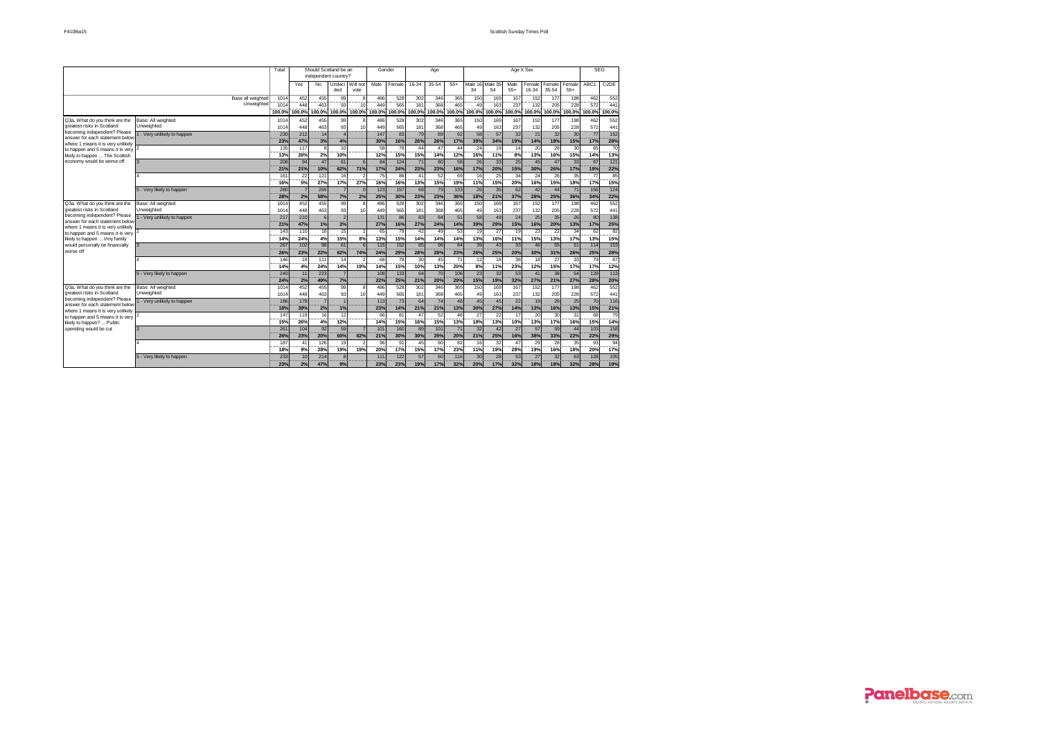| | | Total | Should Scotland be an independent country? | | | | Gender | | Age | | | Age X Sex | | | | | | SEG | |
|---|---|---|---|---|---|---|---|---|---|---|---|---|---|---|---|---|---|---|---|
| | | | Yes | No | Undecided | Will not vote | Male | Female | 16-34 | 35-54 | 55+ | Male 16-34 | Male 35-54 | Male 55+ | Female 16-34 | Female 35-54 | Female 55+ | ABC1 | C2DE |
| | Base all weighted | 1014 | 452 | 455 | 99 | 8 | 486 | 528 | 302 | 346 | 365 | 150 | 169 | 167 | 152 | 177 | 198 | 462 | 552 |
| | Unweighted | 1014 | 448 | 463 | 93 | 10 | 449 | 565 | 181 | 368 | 465 | 49 | 163 | 237 | 132 | 205 | 228 | 572 | 441 |
| | | 100.0% | 100.0% | 100.0% | 100.0% | 100.0% | 100.0% | 100.0% | 100.0% | 100.0% | 100.0% | 100.0% | 100.0% | 100.0% | 100.0% | 100.0% | 100.0% | 100.0% | 100.0% |
| Q3a. What do you think are the greatest risks in Scotland becoming independent? Please answer for each statement below where 1 means it is very unlikely to happen and 5 means it is very likely to happen ... The Scottish economy would be worse off | Base: All weighted | 1014 | 452 | 455 | 99 | 8 | 486 | 528 | 302 | 346 | 365 | 150 | 169 | 167 | 152 | 177 | 198 | 462 | 552 |
| | Unweighted | 1014 | 448 | 463 | 93 | 10 | 449 | 565 | 181 | 368 | 465 | 49 | 163 | 237 | 132 | 205 | 228 | 572 | 441 |
| | 1 - Very unlikely to happen | 230 | 212 | 14 | 4 | | 147 | 83 | 79 | 89 | 62 | 58 | 57 | 32 | 21 | 32 | 30 | 77 | 152 |
| | | 23% | 47% | 3% | 4% | | 30% | 16% | 26% | 26% | 17% | 39% | 34% | 19% | 14% | 18% | 15% | 17% | 28% |
| | 2 | 135 | 117 | 8 | 10 | | 58 | 78 | 44 | 47 | 44 | 24 | 19 | 14 | 20 | 28 | 30 | 65 | 70 |
| | | 13% | 26% | 2% | 10% | | 12% | 15% | 15% | 14% | 12% | 16% | 11% | 8% | 13% | 16% | 15% | 14% | 13% |
| | 3 | 208 | 94 | 47 | 61 | 6 | 84 | 124 | 71 | 80 | 58 | 26 | 33 | 25 | 45 | 47 | 33 | 87 | 121 |
| | | 21% | 21% | 10% | 62% | 71% | 17% | 24% | 23% | 23% | 16% | 17% | 20% | 15% | 30% | 26% | 17% | 19% | 22% |
| | 4 | 161 | 22 | 121 | 16 | 2 | 75 | 86 | 41 | 52 | 69 | 16 | 25 | 34 | 24 | 26 | 35 | 77 | 85 |
| | | 16% | 5% | 27% | 17% | 27% | 16% | 16% | 13% | 15% | 19% | 11% | 15% | 20% | 16% | 15% | 18% | 17% | 15% |
| | 5 - Very likely to happen | 280 | 7 | 265 | 7 | 0 | 123 | 157 | 68 | 79 | 133 | 26 | 35 | 62 | 42 | 44 | 71 | 156 | 124 |
| | | 28% | 2% | 58% | 7% | 2% | 25% | 30% | 23% | 23% | 36% | 18% | 21% | 37% | 28% | 25% | 36% | 34% | 22% |
| Q3a. What do you think are the greatest risks in Scotland becoming independent? Please answer for each statement below where 1 means it is very unlikely to happen and 5 means it is very likely to happen ... I/my family would personally be financially worse off | Base: All weighted | 1014 | 452 | 455 | 99 | 8 | 486 | 528 | 302 | 346 | 365 | 150 | 169 | 167 | 152 | 177 | 198 | 462 | 552 |
| | Unweighted | 1014 | 448 | 463 | 93 | 10 | 449 | 565 | 181 | 368 | 465 | 49 | 163 | 237 | 132 | 205 | 228 | 572 | 441 |
| | 1 - Very unlikely to happen | 217 | 210 | 6 | 2 | | 131 | 86 | 83 | 84 | 51 | 58 | 49 | 24 | 25 | 35 | 26 | 80 | 138 |
| | | 21% | 47% | 1% | 2% | | 27% | 16% | 27% | 24% | 14% | 39% | 29% | 15% | 16% | 20% | 13% | 17% | 25% |
| | 2 | 143 | 110 | 18 | 15 | 1 | 65 | 79 | 42 | 49 | 53 | 19 | 27 | 19 | 23 | 22 | 34 | 62 | 82 |
| | | 14% | 24% | 4% | 15% | 8% | 13% | 15% | 14% | 14% | 14% | 13% | 16% | 11% | 15% | 13% | 17% | 13% | 15% |
| | 3 | 267 | 102 | 98 | 61 | 6 | 115 | 152 | 85 | 98 | 84 | 39 | 43 | 33 | 46 | 55 | 51 | 114 | 153 |
| | | 26% | 23% | 22% | 62% | 74% | 24% | 29% | 28% | 28% | 23% | 26% | 25% | 20% | 30% | 31% | 26% | 25% | 28% |
| | 4 | 146 | 19 | 111 | 14 | 2 | 68 | 78 | 30 | 45 | 71 | 12 | 18 | 38 | 18 | 27 | 33 | 79 | 67 |
| | | 14% | 4% | 24% | 14% | 19% | 14% | 15% | 10% | 13% | 20% | 8% | 11% | 23% | 12% | 15% | 17% | 17% | 12% |
| | 5 - Very likely to happen | 240 | 11 | 223 | 7 | | 108 | 133 | 64 | 70 | 106 | 23 | 32 | 53 | 41 | 38 | 54 | 128 | 113 |
| | | 24% | 2% | 49% | 7% | | 22% | 25% | 21% | 20% | 29% | 15% | 19% | 32% | 27% | 21% | 27% | 28% | 20% |
| Q3a. What do you think are the greatest risks in Scotland becoming independent? Please answer for each statement below where 1 means it is very unlikely to happen and 5 means it is very likely to happen? ... Public spending would be cut | Base: All weighted | 1014 | 452 | 455 | 99 | 8 | 486 | 528 | 302 | 346 | 365 | 150 | 169 | 167 | 152 | 177 | 198 | 462 | 552 |
| | Unweighted | 1014 | 448 | 463 | 93 | 10 | 449 | 565 | 181 | 368 | 465 | 49 | 163 | 237 | 132 | 205 | 228 | 572 | 441 |
| | 1 - Very unlikely to happen | 186 | 178 | 7 | 1 | | 113 | 73 | 64 | 74 | 48 | 45 | 45 | 22 | 19 | 28 | 25 | 70 | 116 |
| | | 18% | 39% | 2% | 1% | | 23% | 14% | 21% | 21% | 13% | 30% | 27% | 14% | 13% | 16% | 13% | 15% | 21% |
| | 2 | 147 | 119 | 16 | 12 | | 66 | 81 | 47 | 52 | 48 | 27 | 22 | 17 | 20 | 30 | 31 | 68 | 79 |
| | | 15% | 26% | 4% | 12% | | 14% | 15% | 16% | 15% | 13% | 18% | 13% | 10% | 13% | 17% | 16% | 15% | 14% |
| | 3 | 261 | 104 | 92 | 59 | 7 | 101 | 160 | 89 | 101 | 71 | 32 | 42 | 27 | 57 | 59 | 44 | 103 | 158 |
| | | 26% | 23% | 20% | 60% | 82% | 21% | 30% | 30% | 29% | 20% | 21% | 25% | 16% | 38% | 33% | 22% | 22% | 29% |
| | 4 | 187 | 41 | 126 | 19 | 2 | 96 | 91 | 45 | 60 | 82 | 16 | 32 | 47 | 29 | 28 | 35 | 93 | 94 |
| | | 18% | 9% | 28% | 19% | 19% | 20% | 17% | 15% | 17% | 23% | 11% | 19% | 28% | 19% | 16% | 18% | 20% | 17% |
| | 5 - Very likely to happen | 233 | 10 | 214 | 8 | | 111 | 122 | 57 | 60 | 116 | 30 | 28 | 53 | 27 | 32 | 63 | 128 | 105 |
| | | 23% | 2% | 47% | 9% | | 23% | 23% | 19% | 17% | 32% | 20% | 17% | 32% | 18% | 18% | 32% | 28% | 19% |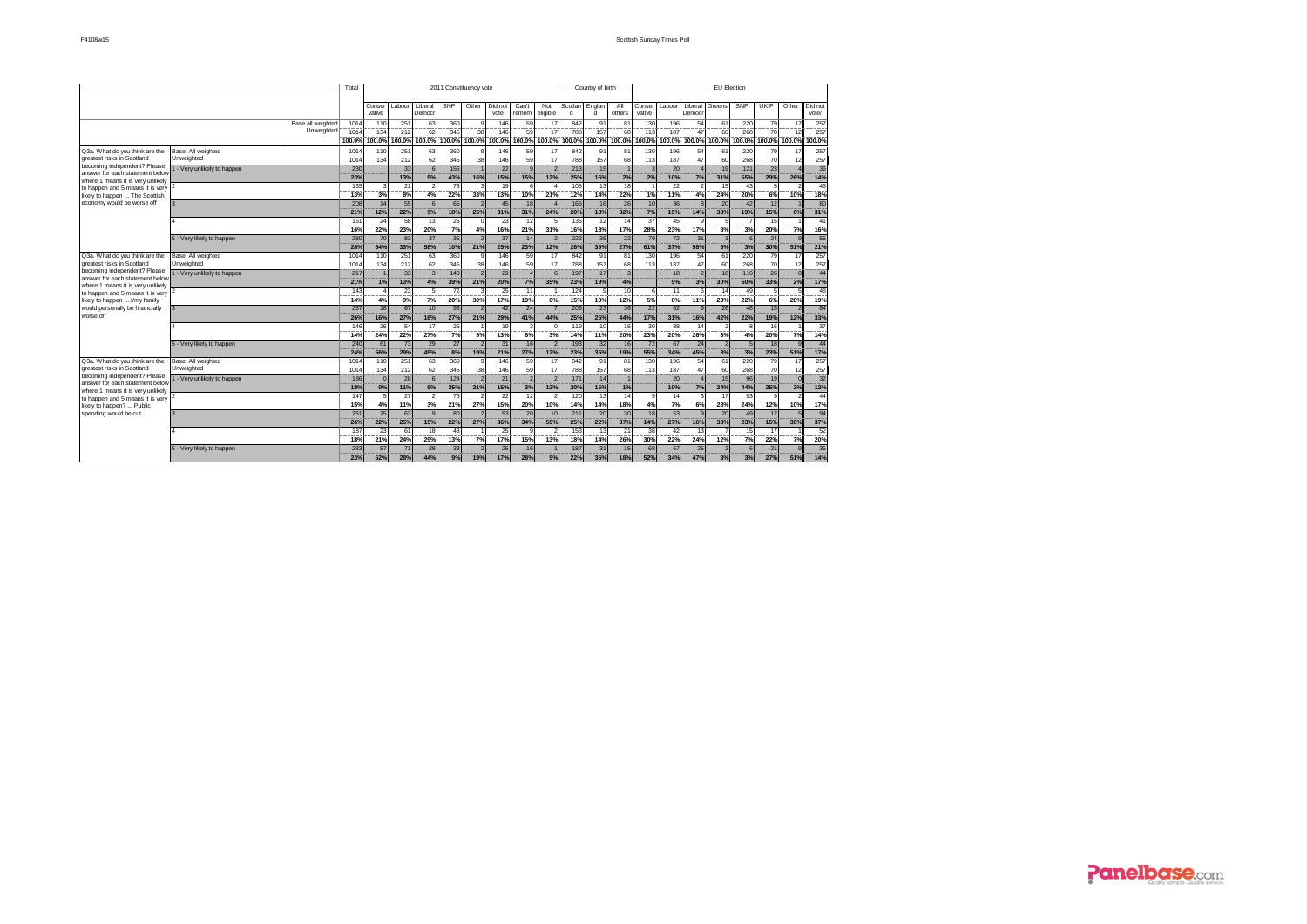| | | Total | 2011 Constituency vote | | | | | | | | Country of birth | | | EU Election | | | | | | | |
|---|---|---|---|---|---|---|---|---|---|---|---|---|---|---|---|---|---|---|---|---|---|
| | | | Conservative | Labour | Liberal Democr | SNP | Other | Did not vote | Can't remem | Not eligible | Scotland | England | All others | Conservative | Labour | Liberal Democr | Greens | SNP | UKIP | Other | Did not vote/ |
| | Base all weighted | 1014 | 110 | 251 | 63 | 360 | 9 | 146 | 59 | 17 | 842 | 91 | 81 | 130 | 196 | 54 | 61 | 220 | 79 | 17 | 257 |
| | Unweighted | 1014 | 134 | 212 | 62 | 345 | 38 | 146 | 59 | 17 | 788 | 157 | 68 | 113 | 187 | 47 | 60 | 268 | 70 | 12 | 257 |
| | | 100.0% | 100.0% | 100.0% | 100.0% | 100.0% | 100.0% | 100.0% | 100.0% | 100.0% | 100.0% | 100.0% | 100.0% | 100.0% | 100.0% | 100.0% | 100.0% | 100.0% | 100.0% | 100.0% | 100.0% |
| Q3a. What do you think are the greatest risks in Scotland becoming independent? Please answer for each statement below where 1 means it is very unlikely to happen and 5 means it is very likely to happen ... The Scottish economy would be worse off | Base: All weighted | 1014 | 110 | 251 | 63 | 360 | 9 | 146 | 59 | 17 | 842 | 91 | 81 | 130 | 196 | 54 | 61 | 220 | 79 | 17 | 257 |
| | Unweighted | 1014 | 134 | 212 | 62 | 345 | 38 | 146 | 59 | 17 | 788 | 157 | 68 | 113 | 187 | 47 | 60 | 268 | 70 | 12 | 257 |
| | 1 - Very unlikely to happen | 230 | | 33 | 6 | 156 | 1 | 22 | 9 | 2 | 213 | 15 | 1 | 3 | 20 | 4 | 19 | 121 | 23 | 4 | 36 |
| | | 23% | | 13% | 9% | 43% | 16% | 15% | 15% | 12% | 25% | 16% | 2% | 2% | 10% | 7% | 31% | 55% | 29% | 26% | 14% |
| | 2 | 135 | 3 | 21 | 2 | 78 | 3 | 19 | 6 | 4 | 105 | 13 | 18 | 1 | 22 | 2 | 15 | 43 | 5 | 2 | 46 |
| | | 13% | 3% | 8% | 4% | 22% | 33% | 13% | 10% | 21% | 12% | 14% | 22% | 1% | 11% | 4% | 24% | 20% | 6% | 10% | 18% |
| | 3 | 208 | 14 | 55 | 6 | 65 | 2 | 45 | 18 | 4 | 166 | 16 | 26 | 10 | 36 | 8 | 20 | 42 | 12 | 1 | 80 |
| | | 21% | 12% | 22% | 9% | 18% | 25% | 31% | 31% | 24% | 20% | 18% | 32% | 7% | 19% | 14% | 33% | 19% | 15% | 6% | 31% |
| | 4 | 161 | 24 | 58 | 13 | 25 | 0 | 23 | 12 | 5 | 135 | 12 | 14 | 37 | 45 | 9 | 5 | 7 | 15 | 1 | 41 |
| | | 16% | 22% | 23% | 20% | 7% | 4% | 16% | 21% | 31% | 16% | 13% | 17% | 28% | 23% | 17% | 8% | 3% | 20% | 7% | 16% |
| | 5 - Very likely to happen | 280 | 70 | 83 | 37 | 35 | 2 | 37 | 14 | 2 | 222 | 36 | 22 | 79 | 72 | 31 | 3 | 6 | 24 | 9 | 55 |
| | | 28% | 64% | 33% | 58% | 10% | 21% | 25% | 23% | 12% | 26% | 39% | 27% | 61% | 37% | 58% | 5% | 3% | 30% | 51% | 21% |
| Q3a. What do you think are the greatest risks in Scotland becoming independent? Please answer for each statement below where 1 means it is very unlikely to happen and 5 means it is very likely to happen ... I/my family would personally be financially worse off | Base: All weighted | 1014 | 110 | 251 | 63 | 360 | 9 | 146 | 59 | 17 | 842 | 91 | 81 | 130 | 196 | 54 | 61 | 220 | 79 | 17 | 257 |
| | Unweighted | 1014 | 134 | 212 | 62 | 345 | 38 | 146 | 59 | 17 | 788 | 157 | 68 | 113 | 187 | 47 | 60 | 268 | 70 | 12 | 257 |
| | 1 - Very unlikely to happen | 217 | 1 | 33 | 3 | 140 | 2 | 29 | 4 | 6 | 197 | 17 | 3 | | 18 | 2 | 18 | 110 | 26 | 0 | 44 |
| | | 21% | 1% | 13% | 4% | 39% | 21% | 20% | 7% | 35% | 23% | 19% | 4% | | 9% | 3% | 30% | 50% | 33% | 2% | 17% |
| | 2 | 143 | 4 | 23 | 5 | 72 | 3 | 25 | 11 | 1 | 124 | 9 | 10 | 6 | 11 | 6 | 14 | 49 | 5 | 5 | 48 |
| | | 14% | 4% | 9% | 7% | 20% | 30% | 17% | 19% | 6% | 15% | 10% | 12% | 5% | 6% | 11% | 23% | 22% | 6% | 28% | 19% |
| | 3 | 267 | 18 | 67 | 10 | 96 | 2 | 42 | 24 | 7 | 209 | 23 | 36 | 22 | 62 | 9 | 26 | 48 | 15 | 2 | 84 |
| | | 26% | 16% | 27% | 16% | 27% | 21% | 29% | 41% | 44% | 25% | 25% | 44% | 17% | 31% | 16% | 42% | 22% | 19% | 12% | 33% |
| | 4 | 146 | 26 | 54 | 17 | 25 | 1 | 19 | 3 | 0 | 119 | 10 | 16 | 30 | 38 | 14 | 2 | 8 | 16 | 1 | 37 |
| | | 14% | 24% | 22% | 27% | 7% | 9% | 13% | 6% | 3% | 14% | 11% | 20% | 23% | 20% | 26% | 3% | 4% | 20% | 7% | 14% |
| | 5 - Very likely to happen | 240 | 61 | 73 | 29 | 27 | 2 | 31 | 16 | 2 | 193 | 32 | 16 | 72 | 67 | 24 | 2 | 5 | 18 | 9 | 44 |
| | | 24% | 56% | 29% | 45% | 8% | 19% | 21% | 27% | 12% | 23% | 35% | 19% | 55% | 34% | 45% | 3% | 3% | 23% | 51% | 17% |
| Q3a. What do you think are the greatest risks in Scotland becoming independent? Please answer for each statement below where 1 means it is very unlikely to happen and 5 means it is very likely to happen? ... Public spending would be cut | Base: All weighted | 1014 | 110 | 251 | 63 | 360 | 9 | 146 | 59 | 17 | 842 | 91 | 81 | 130 | 196 | 54 | 61 | 220 | 79 | 17 | 257 |
| | Unweighted | 1014 | 134 | 212 | 62 | 345 | 38 | 146 | 59 | 17 | 788 | 157 | 68 | 113 | 187 | 47 | 60 | 268 | 70 | 12 | 257 |
| | 1 - Very unlikely to happen | 186 | 0 | 28 | 6 | 124 | 2 | 21 | 2 | 2 | 171 | 14 | 1 | | 20 | 4 | 15 | 96 | 19 | 0 | 32 |
| | | 18% | 0% | 11% | 9% | 35% | 21% | 15% | 3% | 12% | 20% | 15% | 1% | | 10% | 7% | 24% | 44% | 25% | 2% | 12% |
| | 2 | 147 | 5 | 27 | 2 | 75 | 2 | 22 | 12 | 2 | 120 | 13 | 14 | 5 | 14 | 3 | 17 | 53 | 9 | 2 | 44 |
| | | 15% | 4% | 11% | 3% | 21% | 27% | 15% | 20% | 10% | 14% | 14% | 18% | 4% | 7% | 6% | 28% | 24% | 12% | 10% | 17% |
| | 3 | 261 | 25 | 63 | 9 | 80 | 2 | 53 | 20 | 10 | 211 | 20 | 30 | 18 | 53 | 9 | 20 | 49 | 12 | 5 | 94 |
| | | 26% | 22% | 25% | 15% | 22% | 27% | 36% | 34% | 59% | 25% | 22% | 37% | 14% | 27% | 16% | 33% | 23% | 15% | 30% | 37% |
| | 4 | 187 | 23 | 61 | 18 | 48 | 1 | 25 | 9 | 2 | 153 | 13 | 21 | 38 | 42 | 13 | 7 | 15 | 17 | 1 | 52 |
| | | 18% | 21% | 24% | 29% | 13% | 7% | 17% | 15% | 13% | 18% | 14% | 26% | 30% | 22% | 24% | 12% | 7% | 22% | 7% | 20% |
| | 5 - Very likely to happen | 233 | 57 | 71 | 28 | 33 | 2 | 25 | 16 | 1 | 187 | 31 | 15 | 68 | 67 | 25 | 2 | 6 | 21 | 9 | 35 |
| | | 23% | 52% | 28% | 44% | 9% | 19% | 17% | 28% | 5% | 22% | 35% | 18% | 52% | 34% | 47% | 3% | 3% | 27% | 51% | 14% |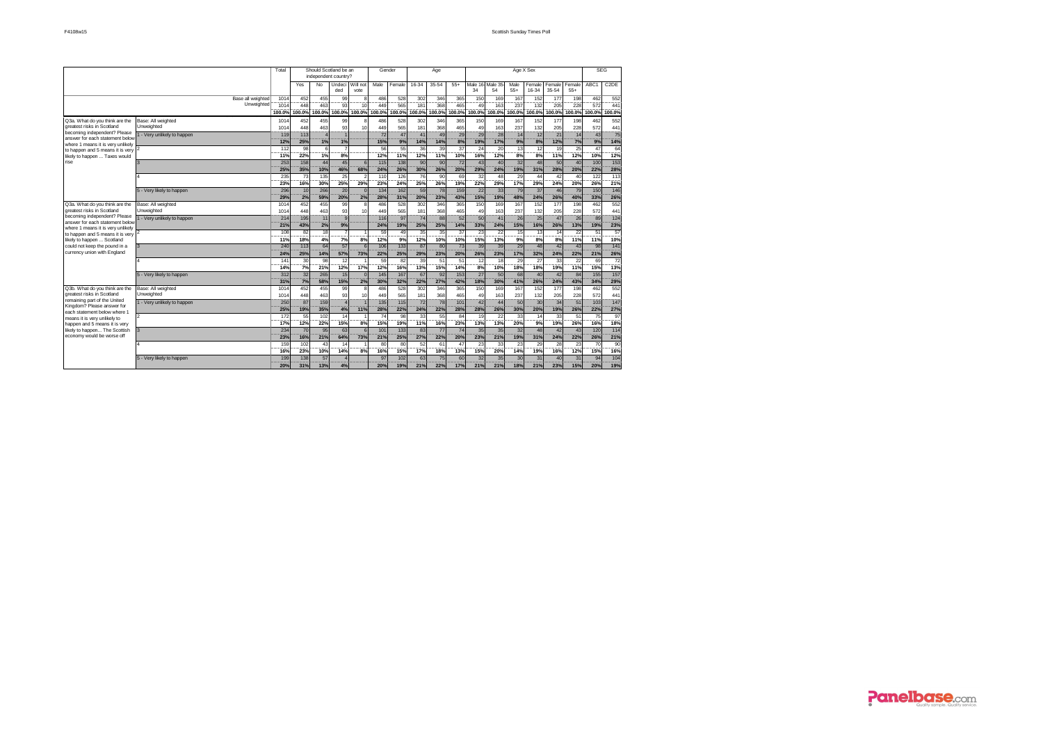| | | Total | Should Scotland be an independent country? | | | | Gender | | Age | | | Age X Sex | | | | | | SEG | |
|---|---|---|---|---|---|---|---|---|---|---|---|---|---|---|---|---|---|---|---|
| | | | Yes | No | Undecided | Will not vote | Male | Female | 16-34 | 35-54 | 55+ | Male 16-34 | Male 35-54 | Male 55+ | Female 16-34 | Female 35-54 | Female 55+ | ABC1 | C2DE |
| | Base all weighted | 1014 | 452 | 455 | 99 | 8 | 486 | 528 | 302 | 346 | 365 | 150 | 169 | 167 | 152 | 177 | 198 | 462 | 552 |
| | Unweighted | 1014 | 448 | 463 | 93 | 10 | 449 | 565 | 181 | 368 | 465 | 49 | 163 | 237 | 132 | 205 | 228 | 572 | 441 |
| | | 100.0% | 100.0% | 100.0% | 100.0% | 100.0% | 100.0% | 100.0% | 100.0% | 100.0% | 100.0% | 100.0% | 100.0% | 100.0% | 100.0% | 100.0% | 100.0% | 100.0% | 100.0% |
| Q3a. What do you think are the greatest risks in Scotland becoming independent? Please answer for each statement below where 1 means it is very unlikely to happen and 5 means it is very likely to happen ... Taxes would rise | Base: All weighted | 1014 | 452 | 455 | 99 | 8 | 486 | 528 | 302 | 346 | 365 | 150 | 169 | 167 | 152 | 177 | 198 | 462 | 552 |
| | Unweighted | 1014 | 448 | 463 | 93 | 10 | 449 | 565 | 181 | 368 | 465 | 49 | 163 | 237 | 132 | 205 | 228 | 572 | 441 |
| | 1 - Very unlikely to happen | 119 | 113 | 4 | 1 | | 72 | 47 | 41 | 49 | 29 | 29 | 28 | 14 | 12 | 21 | 14 | 43 | 75 |
| | | 12% | 25% | 1% | 1% | | 15% | 9% | 14% | 14% | 8% | 19% | 17% | 9% | 8% | 12% | 7% | 9% | 14% |
| | 2 | 112 | 98 | 6 | 7 | | 56 | 55 | 36 | 39 | 37 | 24 | 20 | 13 | 12 | 19 | 25 | 47 | 64 |
| | | 11% | 22% | 1% | 8% | | 12% | 11% | 12% | 11% | 10% | 16% | 12% | 8% | 8% | 11% | 12% | 10% | 12% |
| | 3 | 253 | 158 | 44 | 45 | 6 | 115 | 138 | 90 | 90 | 72 | 43 | 40 | 32 | 48 | 50 | 40 | 100 | 153 |
| | | 25% | 35% | 10% | 46% | 68% | 24% | 26% | 30% | 26% | 20% | 29% | 24% | 19% | 31% | 28% | 20% | 22% | 28% |
| | 4 | 235 | 73 | 135 | 25 | 2 | 110 | 126 | 76 | 90 | 69 | 32 | 48 | 29 | 44 | 42 | 40 | 122 | 113 |
| | | 23% | 16% | 30% | 25% | 29% | 23% | 24% | 25% | 26% | 19% | 22% | 29% | 17% | 29% | 24% | 20% | 26% | 21% |
| | 5 - Very likely to happen | 296 | 10 | 266 | 20 | 0 | 134 | 162 | 59 | 78 | 159 | 22 | 33 | 79 | 37 | 46 | 79 | 150 | 146 |
| | | 29% | 2% | 59% | 20% | 2% | 28% | 31% | 20% | 23% | 43% | 15% | 19% | 48% | 24% | 26% | 40% | 33% | 26% |
| Q3a. What do you think are the greatest risks in Scotland becoming independent? Please answer for each statement below where 1 means it is very unlikely to happen and 5 means it is very likely to happen ... Scotland could not keep the pound in a currency union with England | Base: All weighted | 1014 | 452 | 455 | 99 | 8 | 486 | 528 | 302 | 346 | 365 | 150 | 169 | 167 | 152 | 177 | 198 | 462 | 552 |
| | Unweighted | 1014 | 448 | 463 | 93 | 10 | 449 | 565 | 181 | 368 | 465 | 49 | 163 | 237 | 132 | 205 | 228 | 572 | 441 |
| | 1 - Very unlikely to happen | 214 | 195 | 11 | 9 | | 116 | 97 | 74 | 88 | 52 | 50 | 41 | 26 | 25 | 47 | 26 | 89 | 124 |
| | | 21% | 43% | 2% | 9% | | 24% | 19% | 25% | 25% | 14% | 33% | 24% | 15% | 16% | 26% | 13% | 19% | 23% |
| | 2 | 108 | 82 | 18 | 7 | 1 | 59 | 49 | 35 | 35 | 37 | 23 | 22 | 15 | 13 | 14 | 22 | 51 | 57 |
| | | 11% | 18% | 4% | 7% | 8% | 12% | 9% | 12% | 10% | 10% | 15% | 13% | 9% | 8% | 8% | 11% | 11% | 10% |
| | 3 | 240 | 113 | 64 | 57 | 6 | 106 | 133 | 87 | 80 | 73 | 39 | 39 | 29 | 48 | 42 | 43 | 98 | 141 |
| | | 24% | 25% | 14% | 57% | 73% | 22% | 25% | 29% | 23% | 20% | 26% | 23% | 17% | 32% | 24% | 22% | 21% | 26% |
| | 4 | 141 | 30 | 98 | 12 | 1 | 59 | 82 | 39 | 51 | 51 | 12 | 18 | 29 | 27 | 33 | 22 | 69 | 72 |
| | | 14% | 7% | 21% | 12% | 17% | 12% | 16% | 13% | 15% | 14% | 8% | 10% | 18% | 18% | 19% | 11% | 15% | 13% |
| | 5 - Very likely to happen | 312 | 32 | 265 | 15 | 0 | 145 | 167 | 67 | 92 | 153 | 27 | 50 | 68 | 40 | 42 | 84 | 155 | 157 |
| | | 31% | 7% | 58% | 15% | 2% | 30% | 32% | 22% | 27% | 42% | 18% | 30% | 41% | 26% | 24% | 43% | 34% | 29% |
| Q3b. What do you think are the greatest risks in Scotland remaining part of the United Kingdom? Please answer for each statement below where 1 means it is very unlikely to happen and 5 means it is very likely to happen... The Scottish economy would be worse off | Base: All weighted | 1014 | 452 | 455 | 99 | 8 | 486 | 528 | 302 | 346 | 365 | 150 | 169 | 167 | 152 | 177 | 198 | 462 | 552 |
| | Unweighted | 1014 | 448 | 463 | 93 | 10 | 449 | 565 | 181 | 368 | 465 | 49 | 163 | 237 | 132 | 205 | 228 | 572 | 441 |
| | 1 - Very unlikely to happen | 250 | 87 | 159 | 4 | 1 | 135 | 115 | 72 | 78 | 101 | 42 | 44 | 50 | 30 | 34 | 51 | 103 | 147 |
| | | 25% | 19% | 35% | 4% | 11% | 28% | 22% | 24% | 22% | 28% | 28% | 26% | 30% | 20% | 19% | 26% | 22% | 27% |
| | 2 | 172 | 55 | 102 | 14 | 1 | 74 | 98 | 33 | 55 | 84 | 19 | 22 | 33 | 14 | 33 | 51 | 75 | 97 |
| | | 17% | 12% | 22% | 15% | 8% | 15% | 19% | 11% | 16% | 23% | 13% | 13% | 20% | 9% | 19% | 26% | 16% | 18% |
| | 3 | 234 | 70 | 95 | 63 | 6 | 101 | 133 | 83 | 77 | 74 | 35 | 35 | 32 | 48 | 42 | 43 | 120 | 114 |
| | | 23% | 16% | 21% | 64% | 73% | 21% | 25% | 27% | 22% | 20% | 23% | 21% | 19% | 31% | 24% | 22% | 26% | 21% |
| | 4 | 159 | 102 | 43 | 14 | 1 | 80 | 80 | 52 | 61 | 47 | 23 | 33 | 23 | 29 | 28 | 23 | 70 | 90 |
| | | 16% | 23% | 10% | 14% | 8% | 16% | 15% | 17% | 18% | 13% | 15% | 20% | 14% | 19% | 16% | 12% | 15% | 16% |
| | 5 - Very likely to happen | 199 | 138 | 57 | 4 | | 97 | 102 | 63 | 75 | 60 | 32 | 35 | 30 | 31 | 40 | 31 | 94 | 104 |
| | | 20% | 31% | 13% | 4% | | 20% | 19% | 21% | 22% | 17% | 21% | 21% | 18% | 21% | 23% | 15% | 20% | 19% |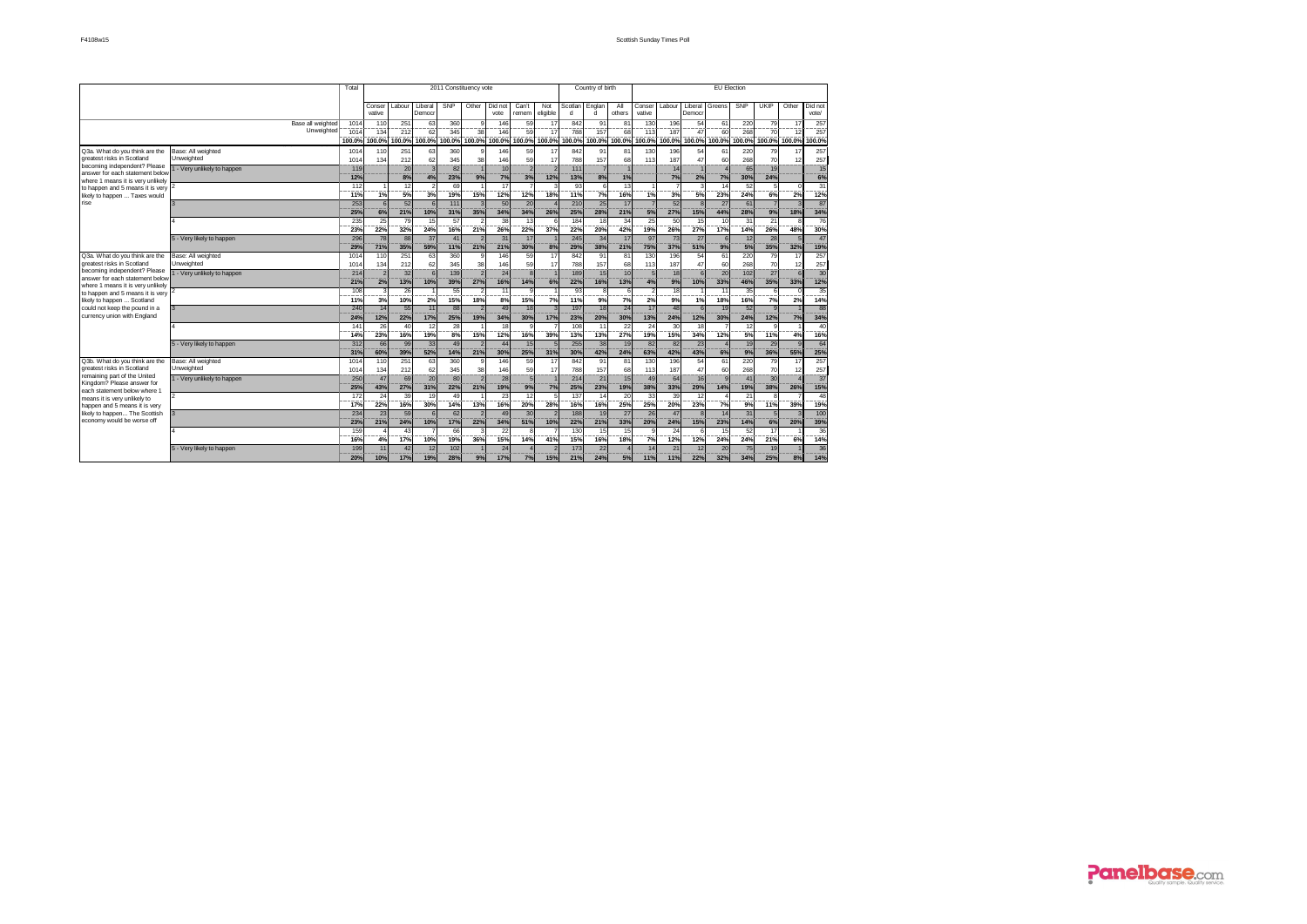| | | Total | 2011 Constituency vote | | | | | | | | Country of birth | | | EU Election | | | | | | | |
|---|---|---|---|---|---|---|---|---|---|---|---|---|---|---|---|---|---|---|---|---|---|
| | | | Conservative | Labour | Liberal Democr | SNP | Other | Did not vote | Can't remem | Not eligible | Scotland | England | All others | Conservative | Labour | Liberal Democr | Greens | SNP | UKIP | Other | Did not vote/ |
| | Base all weighted | 1014 | 110 | 251 | 63 | 360 | 9 | 146 | 59 | 17 | 842 | 91 | 81 | 130 | 196 | 54 | 61 | 220 | 79 | 17 | 257 |
| | Unweighted | 1014 | 134 | 212 | 62 | 345 | 38 | 146 | 59 | 17 | 788 | 157 | 68 | 113 | 187 | 47 | 60 | 268 | 70 | 12 | 257 |
| | | 100.0% | 100.0% | 100.0% | 100.0% | 100.0% | 100.0% | 100.0% | 100.0% | 100.0% | 100.0% | 100.0% | 100.0% | 100.0% | 100.0% | 100.0% | 100.0% | 100.0% | 100.0% | 100.0% | 100.0% |
| Q3a. What do you think are the greatest risks in Scotland becoming independent? Please answer for each statement below where 1 means it is very unlikely to happen and 5 means it is very likely to happen ... Taxes would rise | Base: All weighted | 1014 | 110 | 251 | 63 | 360 | 9 | 146 | 59 | 17 | 842 | 91 | 81 | 130 | 196 | 54 | 61 | 220 | 79 | 17 | 257 |
| | Unweighted | 1014 | 134 | 212 | 62 | 345 | 38 | 146 | 59 | 17 | 788 | 157 | 68 | 113 | 187 | 47 | 60 | 268 | 70 | 12 | 257 |
| | 1 - Very unlikely to happen | 119 | | 20 | 3 | 82 | 1 | 10 | 2 | 2 | 111 | 7 | 1 | | 14 | 1 | 4 | 65 | 19 | | 15 |
| | | 12% | | 8% | 4% | 23% | 9% | 7% | 3% | 12% | 13% | 8% | 1% | | 7% | 2% | 7% | 30% | 24% | | 6% |
| | 2 | 112 | 1 | 12 | 2 | 69 | 1 | 17 | 7 | 3 | 93 | 6 | 13 | 1 | 7 | 3 | 14 | 52 | 5 | 0 | 31 |
| | | 11% | 1% | 5% | 3% | 19% | 15% | 12% | 12% | 18% | 11% | 7% | 16% | 1% | 3% | 5% | 23% | 24% | 6% | 2% | 12% |
| | 3 | 253 | 6 | 52 | 6 | 111 | 3 | 50 | 20 | 4 | 210 | 25 | 17 | 7 | 52 | 8 | 27 | 61 | 7 | 3 | 87 |
| | | 25% | 6% | 21% | 10% | 31% | 35% | 34% | 34% | 26% | 25% | 28% | 21% | 5% | 27% | 15% | 44% | 28% | 9% | 18% | 34% |
| | 4 | 235 | 25 | 79 | 15 | 57 | 2 | 38 | 13 | 6 | 184 | 18 | 34 | 25 | 50 | 15 | 10 | 31 | 21 | 8 | 76 |
| | | 23% | 22% | 32% | 24% | 16% | 21% | 26% | 22% | 37% | 22% | 20% | 42% | 19% | 26% | 27% | 17% | 14% | 26% | 48% | 30% |
| | 5 - Very likely to happen | 296 | 78 | 88 | 37 | 41 | 2 | 31 | 17 | 1 | 245 | 34 | 17 | 97 | 73 | 27 | 6 | 12 | 28 | 5 | 47 |
| | | 29% | 71% | 35% | 59% | 11% | 21% | 21% | 30% | 8% | 29% | 38% | 21% | 75% | 37% | 51% | 9% | 5% | 35% | 32% | 19% |
| Q3a. What do you think are the greatest risks in Scotland becoming independent? Please answer for each statement below where 1 means it is very unlikely to happen and 5 means it is very likely to happen ... Scotland could not keep the pound in a currency union with England | Base: All weighted | 1014 | 110 | 251 | 63 | 360 | 9 | 146 | 59 | 17 | 842 | 91 | 81 | 130 | 196 | 54 | 61 | 220 | 79 | 17 | 257 |
| | Unweighted | 1014 | 134 | 212 | 62 | 345 | 38 | 146 | 59 | 17 | 788 | 157 | 68 | 113 | 187 | 47 | 60 | 268 | 70 | 12 | 257 |
| | 1 - Very unlikely to happen | 214 | 2 | 32 | 6 | 139 | 2 | 24 | 8 | 1 | 189 | 15 | 10 | 5 | 18 | 6 | 20 | 102 | 27 | 6 | 30 |
| | | 21% | 2% | 13% | 10% | 39% | 27% | 16% | 14% | 6% | 22% | 16% | 13% | 4% | 9% | 10% | 33% | 46% | 35% | 33% | 12% |
| | 2 | 108 | 3 | 26 | 1 | 55 | 2 | 11 | 9 | 1 | 93 | 8 | 6 | 2 | 18 | 1 | 11 | 35 | 6 | 0 | 35 |
| | | 11% | 3% | 10% | 2% | 15% | 18% | 8% | 15% | 7% | 11% | 9% | 7% | 2% | 9% | 1% | 18% | 16% | 7% | 2% | 14% |
| | 3 | 240 | 14 | 55 | 11 | 88 | 2 | 49 | 18 | 3 | 197 | 18 | 24 | 17 | 48 | 6 | 19 | 52 | 9 | 1 | 88 |
| | | 24% | 12% | 22% | 17% | 25% | 19% | 34% | 30% | 17% | 23% | 20% | 30% | 13% | 24% | 12% | 30% | 24% | 12% | 7% | 34% |
| | 4 | 141 | 26 | 40 | 12 | 28 | 1 | 18 | 9 | 7 | 108 | 11 | 22 | 24 | 30 | 18 | 7 | 12 | 9 | 1 | 40 |
| | | 14% | 23% | 16% | 19% | 8% | 15% | 12% | 16% | 39% | 13% | 13% | 27% | 19% | 15% | 34% | 12% | 5% | 11% | 4% | 16% |
| | 5 - Very likely to happen | 312 | 66 | 99 | 33 | 49 | 2 | 44 | 15 | 5 | 255 | 38 | 19 | 82 | 82 | 23 | 4 | 19 | 29 | 9 | 64 |
| | | 31% | 60% | 39% | 52% | 14% | 21% | 30% | 25% | 31% | 30% | 42% | 24% | 63% | 42% | 43% | 6% | 9% | 36% | 55% | 25% |
| Q3b. What do you think are the greatest risks in Scotland remaining part of the United Kingdom? Please answer for each statement below where 1 means it is very unlikely to happen and 5 means it is very likely to happen ... The Scottish economy would be worse off | Base: All weighted | 1014 | 110 | 251 | 63 | 360 | 9 | 146 | 59 | 17 | 842 | 91 | 81 | 130 | 196 | 54 | 61 | 220 | 79 | 17 | 257 |
| | Unweighted | 1014 | 134 | 212 | 62 | 345 | 38 | 146 | 59 | 17 | 788 | 157 | 68 | 113 | 187 | 47 | 60 | 268 | 70 | 12 | 257 |
| | 1 - Very unlikely to happen | 250 | 47 | 69 | 20 | 80 | 2 | 28 | 5 | 1 | 214 | 21 | 15 | 49 | 64 | 16 | 9 | 41 | 30 | 4 | 37 |
| | | 25% | 43% | 27% | 31% | 22% | 21% | 19% | 9% | 7% | 25% | 23% | 19% | 38% | 33% | 29% | 14% | 19% | 38% | 26% | 15% |
| | 2 | 172 | 24 | 39 | 19 | 49 | 1 | 23 | 12 | 5 | 137 | 14 | 20 | 33 | 39 | 12 | 4 | 21 | 8 | 7 | 48 |
| | | 17% | 22% | 16% | 30% | 14% | 13% | 16% | 20% | 28% | 16% | 16% | 25% | 25% | 20% | 23% | 7% | 9% | 11% | 39% | 19% |
| | 3 | 234 | 23 | 59 | 6 | 62 | 2 | 49 | 30 | 2 | 188 | 19 | 27 | 26 | 47 | 8 | 14 | 31 | 5 | 3 | 100 |
| | | 23% | 21% | 24% | 10% | 17% | 22% | 34% | 51% | 10% | 22% | 21% | 33% | 20% | 24% | 15% | 23% | 14% | 6% | 20% | 39% |
| | 4 | 159 | 4 | 43 | 7 | 66 | 3 | 22 | 8 | 7 | 130 | 15 | 15 | 9 | 24 | 6 | 15 | 52 | 17 | 1 | 36 |
| | | 16% | 4% | 17% | 10% | 19% | 36% | 15% | 14% | 41% | 15% | 16% | 18% | 7% | 12% | 12% | 24% | 24% | 21% | 6% | 14% |
| | 5 - Very likely to happen | 199 | 11 | 42 | 12 | 102 | 1 | 24 | 4 | 2 | 173 | 22 | 4 | 14 | 21 | 12 | 20 | 75 | 19 | 1 | 36 |
| | | 20% | 10% | 17% | 19% | 28% | 9% | 17% | 7% | 15% | 21% | 24% | 5% | 11% | 11% | 22% | 32% | 34% | 25% | 8% | 14% |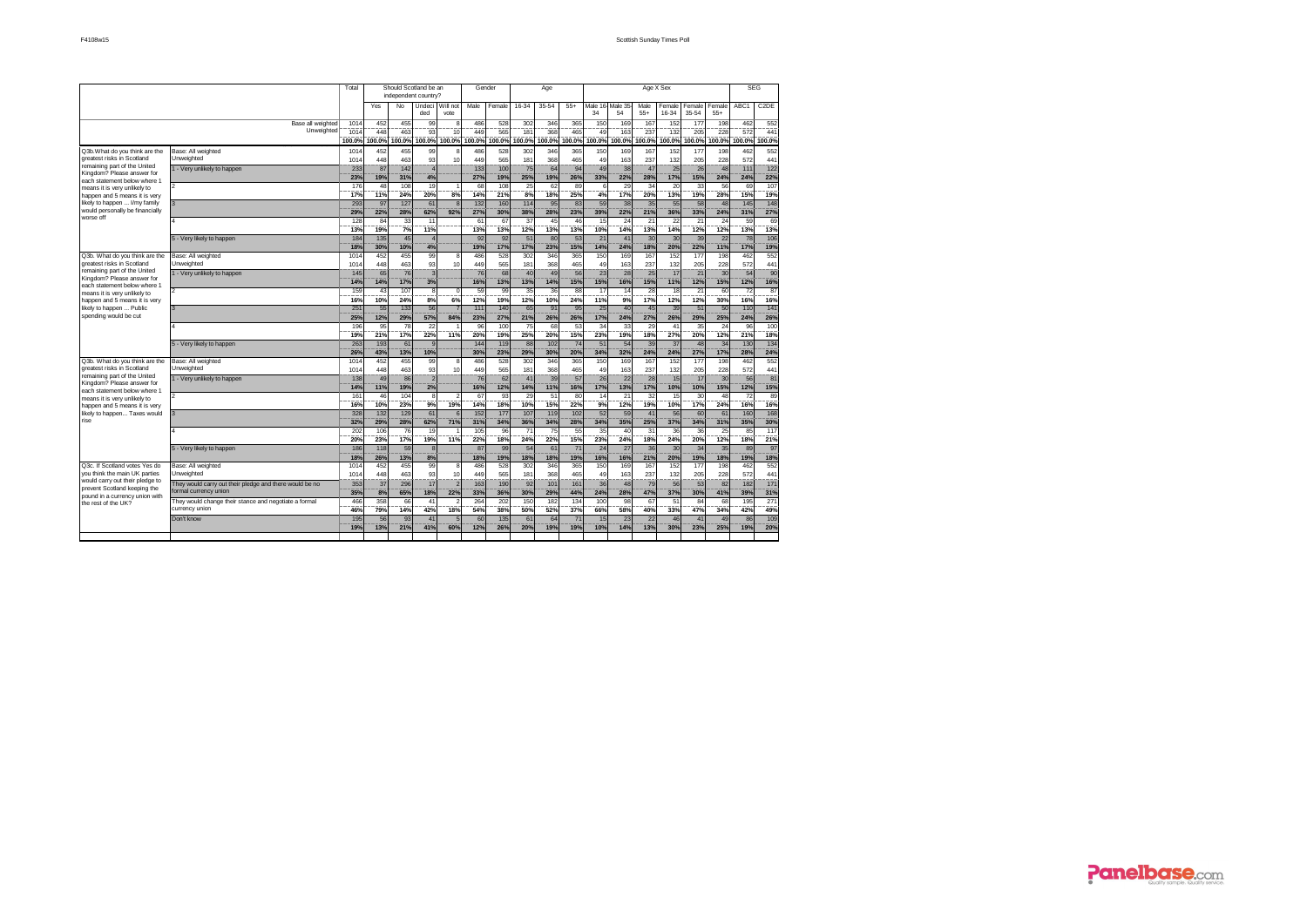| | | Total | Should Scotland be an independent country? | | | | Gender | | Age | | | Age X Sex | | | | | | SEG | |
|---|---|---|---|---|---|---|---|---|---|---|---|---|---|---|---|---|---|---|---|
| | | | Yes | No | Undecided | Will not vote | Male | Female | 16-34 | 35-54 | 55+ | Male 16-34 | Male 35-54 | Male 55+ | Female 16-34 | Female 35-54 | Female 55+ | ABC1 | C2DE |
| | Base all weighted | 1014 | 452 | 455 | 99 | 8 | 486 | 528 | 302 | 346 | 365 | 150 | 169 | 167 | 152 | 177 | 198 | 462 | 552 |
| | Unweighted | 1014 | 448 | 463 | 93 | 10 | 449 | 565 | 181 | 368 | 465 | 49 | 163 | 237 | 132 | 205 | 228 | 572 | 441 |
| | | 100.0% | 100.0% | 100.0% | 100.0% | 100.0% | 100.0% | 100.0% | 100.0% | 100.0% | 100.0% | 100.0% | 100.0% | 100.0% | 100.0% | 100.0% | 100.0% | 100.0% | 100.0% |
| Q3b.What do you think are the greatest risks in Scotland remaining part of the United Kingdom? Please answer for each statement below where 1 means it is very unlikely to happen and 5 means it is very likely to happen ... I/my family would personally be financially worse off | Base: All weighted | 1014 | 452 | 455 | 99 | 8 | 486 | 528 | 302 | 346 | 365 | 150 | 169 | 167 | 152 | 177 | 198 | 462 | 552 |
| | Unweighted | 1014 | 448 | 463 | 93 | 10 | 449 | 565 | 181 | 368 | 465 | 49 | 163 | 237 | 132 | 205 | 228 | 572 | 441 |
| | 1 - Very unlikely to happen | 233 | 87 | 142 | 4 | | 133 | 100 | 75 | 64 | 94 | 49 | 38 | 47 | 25 | 26 | 48 | 111 | 122 |
| | | 23% | 19% | 31% | 4% | | 27% | 19% | 25% | 19% | 26% | 33% | 22% | 28% | 17% | 15% | 24% | 24% | 22% |
| | 2 | 176 | 48 | 108 | 19 | 1 | 68 | 108 | 25 | 62 | 89 | 6 | 29 | 34 | 20 | 33 | 56 | 69 | 107 |
| | | 17% | 11% | 24% | 20% | 8% | 14% | 21% | 8% | 18% | 25% | 4% | 17% | 20% | 13% | 19% | 28% | 15% | 19% |
| | 3 | 293 | 97 | 127 | 61 | 8 | 132 | 160 | 114 | 95 | 83 | 59 | 38 | 35 | 55 | 58 | 48 | 145 | 148 |
| | | 29% | 22% | 28% | 62% | 92% | 27% | 30% | 38% | 28% | 23% | 39% | 22% | 21% | 36% | 33% | 24% | 31% | 27% |
| | 4 | 128 | 84 | 33 | 11 | | 61 | 67 | 37 | 45 | 46 | 15 | 24 | 21 | 22 | 21 | 24 | 59 | 69 |
| | | 13% | 19% | 7% | 11% | | 13% | 13% | 12% | 13% | 13% | 10% | 14% | 13% | 14% | 12% | 12% | 13% | 13% |
| | 5 - Very likely to happen | 184 | 135 | 45 | 4 | | 92 | 92 | 51 | 80 | 53 | 21 | 41 | 30 | 30 | 39 | 22 | 78 | 106 |
| | | 18% | 30% | 10% | 4% | | 19% | 17% | 17% | 23% | 15% | 14% | 24% | 18% | 20% | 22% | 11% | 17% | 19% |
| Q3b. What do you think are the greatest risks in Scotland remaining part of the United Kingdom? Please answer for each statement below where 1 means it is very unlikely to happen and 5 means it is very likely to happen ... Public spending would be cut | Base: All weighted | 1014 | 452 | 455 | 99 | 8 | 486 | 528 | 302 | 346 | 365 | 150 | 169 | 167 | 152 | 177 | 198 | 462 | 552 |
| | Unweighted | 1014 | 448 | 463 | 93 | 10 | 449 | 565 | 181 | 368 | 465 | 49 | 163 | 237 | 132 | 205 | 228 | 572 | 441 |
| | 1 - Very unlikely to happen | 145 | 65 | 76 | 3 | | 76 | 68 | 40 | 49 | 56 | 23 | 28 | 25 | 17 | 21 | 30 | 54 | 90 |
| | | 14% | 14% | 17% | 3% | | 16% | 13% | 13% | 14% | 15% | 15% | 16% | 15% | 11% | 12% | 15% | 12% | 16% |
| | 2 | 159 | 43 | 107 | 8 | 0 | 59 | 99 | 35 | 36 | 88 | 17 | 14 | 28 | 18 | 21 | 60 | 72 | 87 |
| | | 16% | 10% | 24% | 8% | 6% | 12% | 19% | 12% | 10% | 24% | 11% | 9% | 17% | 12% | 12% | 30% | 16% | 16% |
| | 3 | 251 | 55 | 133 | 56 | 7 | 111 | 140 | 65 | 91 | 95 | 25 | 40 | 45 | 39 | 51 | 50 | 110 | 141 |
| | | 25% | 12% | 29% | 57% | 84% | 23% | 27% | 21% | 26% | 26% | 17% | 24% | 27% | 26% | 29% | 25% | 24% | 26% |
| | 4 | 196 | 95 | 78 | 22 | 1 | 96 | 100 | 75 | 68 | 53 | 34 | 33 | 29 | 41 | 35 | 24 | 96 | 100 |
| | | 19% | 21% | 17% | 22% | 11% | 20% | 19% | 25% | 20% | 15% | 23% | 19% | 18% | 27% | 20% | 12% | 21% | 18% |
| | 5 - Very likely to happen | 263 | 193 | 61 | 9 | | 144 | 119 | 88 | 102 | 74 | 51 | 54 | 39 | 37 | 48 | 34 | 130 | 134 |
| | | 26% | 43% | 13% | 10% | | 30% | 23% | 29% | 30% | 20% | 34% | 32% | 24% | 24% | 27% | 17% | 28% | 24% |
| Q3b. What do you think are the greatest risks in Scotland remaining part of the United Kingdom? Please answer for each statement below where 1 means it is very unlikely to happen and 5 means it is very likely to happen... Taxes would rise | Base: All weighted | 1014 | 452 | 455 | 99 | 8 | 486 | 528 | 302 | 346 | 365 | 150 | 169 | 167 | 152 | 177 | 198 | 462 | 552 |
| | Unweighted | 1014 | 448 | 463 | 93 | 10 | 449 | 565 | 181 | 368 | 465 | 49 | 163 | 237 | 132 | 205 | 228 | 572 | 441 |
| | 1 - Very unlikely to happen | 138 | 49 | 86 | 2 | | 76 | 62 | 41 | 39 | 57 | 26 | 22 | 28 | 15 | 17 | 30 | 56 | 81 |
| | | 14% | 11% | 19% | 2% | | 16% | 12% | 14% | 11% | 16% | 17% | 13% | 17% | 10% | 10% | 15% | 12% | 15% |
| | 2 | 161 | 46 | 104 | 8 | 2 | 67 | 93 | 29 | 51 | 80 | 14 | 21 | 32 | 15 | 30 | 48 | 72 | 89 |
| | | 16% | 10% | 23% | 9% | 19% | 14% | 18% | 10% | 15% | 22% | 9% | 12% | 19% | 10% | 17% | 24% | 16% | 16% |
| | 3 | 328 | 132 | 129 | 61 | 6 | 152 | 177 | 107 | 119 | 102 | 52 | 59 | 41 | 56 | 60 | 61 | 160 | 168 |
| | | 32% | 29% | 28% | 62% | 71% | 31% | 34% | 36% | 34% | 28% | 34% | 35% | 25% | 37% | 34% | 31% | 35% | 30% |
| | 4 | 202 | 106 | 76 | 19 | 1 | 105 | 96 | 71 | 75 | 55 | 35 | 40 | 31 | 36 | 36 | 25 | 85 | 117 |
| | | 20% | 23% | 17% | 19% | 11% | 22% | 18% | 24% | 22% | 15% | 23% | 24% | 18% | 24% | 20% | 12% | 18% | 21% |
| | 5 - Very likely to happen | 186 | 118 | 59 | 8 | | 87 | 99 | 54 | 61 | 71 | 24 | 27 | 36 | 30 | 34 | 35 | 89 | 97 |
| | | 18% | 26% | 13% | 8% | | 18% | 19% | 18% | 18% | 19% | 16% | 16% | 21% | 20% | 19% | 18% | 19% | 18% |
| Q3c. If Scotland votes Yes do you think the main UK parties would carry out their pledge to prevent Scotland keeping the pound in a currency union with the rest of the UK? | Base: All weighted | 1014 | 452 | 455 | 99 | 8 | 486 | 528 | 302 | 346 | 365 | 150 | 169 | 167 | 152 | 177 | 198 | 462 | 552 |
| | Unweighted | 1014 | 448 | 463 | 93 | 10 | 449 | 565 | 181 | 368 | 465 | 49 | 163 | 237 | 132 | 205 | 228 | 572 | 441 |
| | They would carry out their pledge and there would be no formal currency union | 353 | 37 | 296 | 17 | 2 | 163 | 190 | 92 | 101 | 161 | 36 | 48 | 79 | 56 | 53 | 82 | 182 | 171 |
| | | 35% | 8% | 65% | 18% | 22% | 33% | 36% | 30% | 29% | 44% | 24% | 28% | 47% | 37% | 30% | 41% | 39% | 31% |
| | They would change their stance and negotiate a formal currency union | 466 | 358 | 66 | 41 | 2 | 264 | 202 | 150 | 182 | 134 | 100 | 98 | 67 | 51 | 84 | 68 | 195 | 271 |
| | | 46% | 79% | 14% | 42% | 18% | 54% | 38% | 50% | 52% | 37% | 66% | 58% | 40% | 33% | 47% | 34% | 42% | 49% |
| | Don't know | 195 | 56 | 93 | 41 | 5 | 60 | 135 | 61 | 64 | 71 | 15 | 23 | 22 | 46 | 41 | 49 | 86 | 109 |
| | | 19% | 13% | 21% | 41% | 60% | 12% | 26% | 20% | 19% | 19% | 10% | 14% | 13% | 30% | 23% | 25% | 19% | 20% |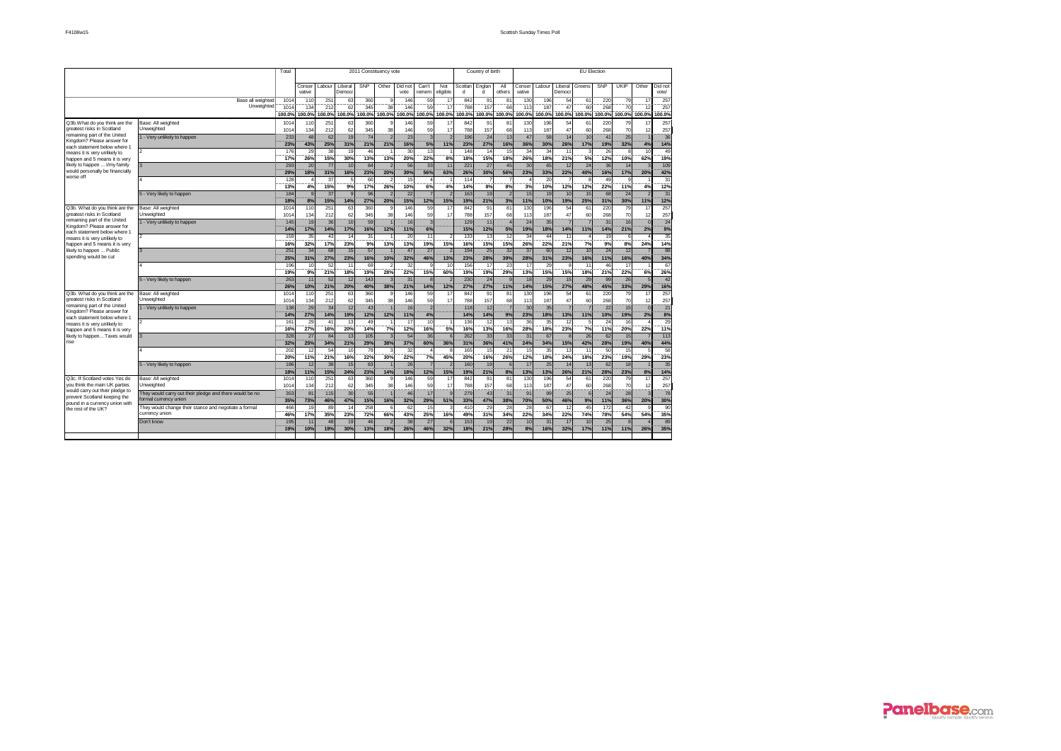| | | Total | 2011 Constituency vote | | | | | | | | Country of birth | | | EU Election | | | | | | | |
|---|---|---|---|---|---|---|---|---|---|---|---|---|---|---|---|---|---|---|---|---|---|
| | | | Conser vative | Labour | Liberal Democr | SNP | Other | Did not vote | Can't remem | Not eligible | Scotlan d | Englan d | All others | Conser vative | Labour | Liberal Democr | Greens | SNP | UKIP | Other | Did not vote/ |
| | Base all weighted | 1014 | 110 | 251 | 63 | 360 | 9 | 146 | 59 | 17 | 842 | 91 | 81 | 130 | 196 | 54 | 61 | 220 | 79 | 17 | 257 |
| | Unweighted | 1014 | 134 | 212 | 62 | 345 | 38 | 146 | 59 | 17 | 788 | 157 | 68 | 113 | 187 | 47 | 60 | 268 | 70 | 12 | 257 |
| | | 100.0% | 100.0% | 100.0% | 100.0% | 100.0% | 100.0% | 100.0% | 100.0% | 100.0% | 100.0% | 100.0% | 100.0% | 100.0% | 100.0% | 100.0% | 100.0% | 100.0% | 100.0% | 100.0% | 100.0% |
| Q3b.What do you think are the greatest risks in Scotland remaining part of the United Kingdom? Please answer for each statement below where 1 means it is very unlikely to happen and 5 means it is very likely to happen ... I/my family would personally be financially worse off | Base: All weighted | 1014 | 110 | 251 | 63 | 360 | 9 | 146 | 59 | 17 | 842 | 91 | 81 | 130 | 196 | 54 | 61 | 220 | 79 | 17 | 257 |
| | Unweighted | 1014 | 134 | 212 | 62 | 345 | 38 | 146 | 59 | 17 | 788 | 157 | 68 | 113 | 187 | 47 | 60 | 268 | 70 | 12 | 257 |
| | 1 - Very unlikely to happen | 233 | 48 | 62 | 19 | 74 | 2 | 23 | 3 | 2 | 196 | 24 | 13 | 47 | 58 | 14 | 10 | 41 | 25 | 1 | 36 |
| | | 23% | 43% | 25% | 31% | 21% | 21% | 16% | 5% | 11% | 23% | 27% | 16% | 36% | 30% | 26% | 17% | 19% | 32% | 4% | 14% |
| | 2 | 176 | 29 | 38 | 19 | 46 | 1 | 30 | 13 | 1 | 148 | 14 | 15 | 34 | 34 | 11 | 3 | 26 | 8 | 10 | 49 |
| | | 17% | 26% | 15% | 30% | 13% | 13% | 20% | 22% | 8% | 18% | 15% | 18% | 26% | 18% | 21% | 5% | 12% | 10% | 62% | 19% |
| | 3 | 293 | 20 | 77 | 10 | 84 | 2 | 56 | 33 | 11 | 221 | 27 | 45 | 30 | 65 | 12 | 24 | 36 | 14 | 3 | 109 |
| | | 29% | 18% | 31% | 16% | 23% | 20% | 39% | 56% | 63% | 26% | 30% | 56% | 23% | 33% | 22% | 40% | 16% | 17% | 20% | 42% |
| | 4 | 128 | 4 | 37 | 5 | 60 | 2 | 15 | 4 | 1 | 114 | 7 | 7 | 4 | 20 | 7 | 8 | 49 | 9 | 1 | 31 |
| | | 13% | 4% | 15% | 9% | 17% | 26% | 10% | 6% | 4% | 14% | 8% | 8% | 3% | 10% | 12% | 12% | 22% | 11% | 4% | 12% |
| | 5 - Very likely to happen | 184 | 9 | 37 | 9 | 96 | 2 | 22 | 7 | 2 | 163 | 19 | 2 | 15 | 19 | 10 | 15 | 68 | 24 | 2 | 31 |
| | | 18% | 8% | 15% | 14% | 27% | 20% | 15% | 12% | 15% | 19% | 21% | 3% | 11% | 10% | 19% | 25% | 31% | 30% | 11% | 12% |
| Q3b. What do you think are the greatest risks in Scotland remaining part of the United Kingdom? Please answer for each statement below where 1 means it is very unlikely to happen and 5 means it is very likely to happen ... Public spending would be cut | Base: All weighted | 1014 | 110 | 251 | 63 | 360 | 9 | 146 | 59 | 17 | 842 | 91 | 81 | 130 | 196 | 54 | 61 | 220 | 79 | 17 | 257 |
| | Unweighted | 1014 | 134 | 212 | 62 | 345 | 38 | 146 | 59 | 17 | 788 | 157 | 68 | 113 | 187 | 47 | 60 | 268 | 70 | 12 | 257 |
| | 1 - Very unlikely to happen | 145 | 19 | 36 | 10 | 59 | 1 | 16 | 3 | | 129 | 11 | 4 | 24 | 35 | 7 | 7 | 31 | 16 | 0 | 24 |
| | | 14% | 17% | 14% | 17% | 16% | 12% | 11% | 6% | | 15% | 12% | 5% | 19% | 18% | 14% | 11% | 14% | 21% | 2% | 9% |
| | 2 | 159 | 35 | 43 | 14 | 31 | 1 | 20 | 11 | 2 | 133 | 13 | 12 | 34 | 44 | 11 | 4 | 19 | 6 | 4 | 35 |
| | | 16% | 32% | 17% | 23% | 9% | 13% | 13% | 19% | 15% | 16% | 15% | 15% | 26% | 22% | 21% | 7% | 9% | 8% | 24% | 14% |
| | 3 | 251 | 34 | 68 | 15 | 57 | 1 | 47 | 27 | 2 | 194 | 25 | 32 | 37 | 60 | 12 | 10 | 24 | 12 | 7 | 88 |
| | | 25% | 31% | 27% | 23% | 16% | 10% | 32% | 46% | 13% | 23% | 28% | 39% | 28% | 31% | 23% | 16% | 11% | 16% | 40% | 34% |
| | 4 | 196 | 10 | 52 | 11 | 69 | 2 | 32 | 9 | 10 | 156 | 17 | 23 | 17 | 29 | 8 | 11 | 46 | 17 | 1 | 67 |
| | | 19% | 9% | 21% | 18% | 19% | 28% | 22% | 15% | 60% | 19% | 19% | 29% | 13% | 15% | 15% | 18% | 21% | 22% | 6% | 26% |
| | 5 - Very likely to happen | 263 | 11 | 52 | 12 | 143 | 3 | 31 | 8 | 2 | 230 | 24 | 9 | 18 | 29 | 15 | 29 | 99 | 26 | 5 | 42 |
| | | 26% | 10% | 21% | 20% | 40% | 38% | 21% | 14% | 12% | 27% | 27% | 11% | 14% | 15% | 27% | 48% | 45% | 33% | 29% | 16% |
| Q3b. What do you think are the greatest risks in Scotland remaining part of the United Kingdom? Please answer for each statement below where 1 means it is very unlikely to happen and 5 means it is very likely to happen... Taxes would rise | Base: All weighted | 1014 | 110 | 251 | 63 | 360 | 9 | 146 | 59 | 17 | 842 | 91 | 81 | 130 | 196 | 54 | 61 | 220 | 79 | 17 | 257 |
| | Unweighted | 1014 | 134 | 212 | 62 | 345 | 38 | 146 | 59 | 17 | 788 | 157 | 68 | 113 | 187 | 47 | 60 | 268 | 70 | 12 | 257 |
| | 1 - Very unlikely to happen | 138 | 29 | 34 | 12 | 43 | 1 | 16 | 2 | | 118 | 12 | 7 | 30 | 35 | 7 | 7 | 22 | 15 | 0 | 21 |
| | | 14% | 27% | 14% | 19% | 12% | 12% | 11% | 4% | | 14% | 14% | 9% | 23% | 18% | 13% | 11% | 10% | 19% | 2% | 8% |
| | 2 | 161 | 29 | 41 | 13 | 49 | 1 | 17 | 10 | 1 | 136 | 12 | 13 | 36 | 35 | 12 | 5 | 24 | 16 | 4 | 29 |
| | | 16% | 27% | 16% | 20% | 14% | 7% | 12% | 16% | 5% | 16% | 13% | 16% | 28% | 18% | 23% | 7% | 11% | 20% | 22% | 11% |
| | 3 | 328 | 27 | 84 | 13 | 105 | 3 | 54 | 36 | 6 | 262 | 33 | 33 | 31 | 67 | 8 | 26 | 62 | 15 | 7 | 113 |
| | | 32% | 25% | 34% | 21% | 29% | 38% | 37% | 60% | 36% | 31% | 36% | 41% | 24% | 34% | 15% | 42% | 28% | 19% | 40% | 44% |
| | 4 | 202 | 12 | 54 | 10 | 79 | 3 | 32 | 4 | 8 | 165 | 15 | 21 | 15 | 35 | 13 | 11 | 50 | 15 | 5 | 58 |
| | | 20% | 11% | 21% | 16% | 22% | 30% | 22% | 7% | 45% | 20% | 16% | 26% | 12% | 18% | 24% | 18% | 23% | 19% | 29% | 23% |
| | 5 - Very likely to happen | 186 | 12 | 38 | 15 | 83 | 1 | 26 | 7 | 2 | 160 | 19 | 6 | 17 | 25 | 14 | 13 | 62 | 18 | 1 | 35 |
| | | 18% | 11% | 15% | 24% | 23% | 14% | 18% | 12% | 15% | 19% | 21% | 8% | 13% | 13% | 26% | 21% | 28% | 23% | 8% | 14% |
| Q3c. If Scotland votes Yes do you think the main UK parties would carry out their pledge to prevent Scotland keeping the pound in a currency union with the rest of the UK? | Base: All weighted | 1014 | 110 | 251 | 63 | 360 | 9 | 146 | 59 | 17 | 842 | 91 | 81 | 130 | 196 | 54 | 61 | 220 | 79 | 17 | 257 |
| | Unweighted | 1014 | 134 | 212 | 62 | 345 | 38 | 146 | 59 | 17 | 788 | 157 | 68 | 113 | 187 | 47 | 60 | 268 | 70 | 12 | 257 |
| | They would carry out their pledge and there would be no formal currency union | 353 | 81 | 115 | 30 | 55 | 1 | 46 | 17 | 9 | 279 | 43 | 31 | 91 | 99 | 25 | 6 | 24 | 28 | 3 | 78 |
| | | 35% | 73% | 46% | 47% | 15% | 16% | 32% | 29% | 51% | 33% | 47% | 38% | 70% | 50% | 46% | 9% | 11% | 36% | 20% | 30% |
| | They would change their stance and negotiate a formal currency union | 466 | 19 | 89 | 14 | 258 | 6 | 62 | 15 | 3 | 410 | 29 | 28 | 28 | 67 | 12 | 45 | 172 | 42 | 9 | 90 |
| | | 46% | 17% | 35% | 23% | 72% | 66% | 43% | 25% | 16% | 49% | 31% | 34% | 22% | 34% | 22% | 74% | 78% | 54% | 54% | 35% |
| | Don't know | 195 | 11 | 48 | 19 | 46 | 2 | 38 | 27 | 6 | 153 | 19 | 22 | 10 | 31 | 17 | 10 | 25 | 8 | 4 | 89 |
| | | 19% | 10% | 19% | 30% | 13% | 18% | 26% | 46% | 32% | 18% | 21% | 28% | 8% | 16% | 32% | 17% | 11% | 11% | 26% | 35% |